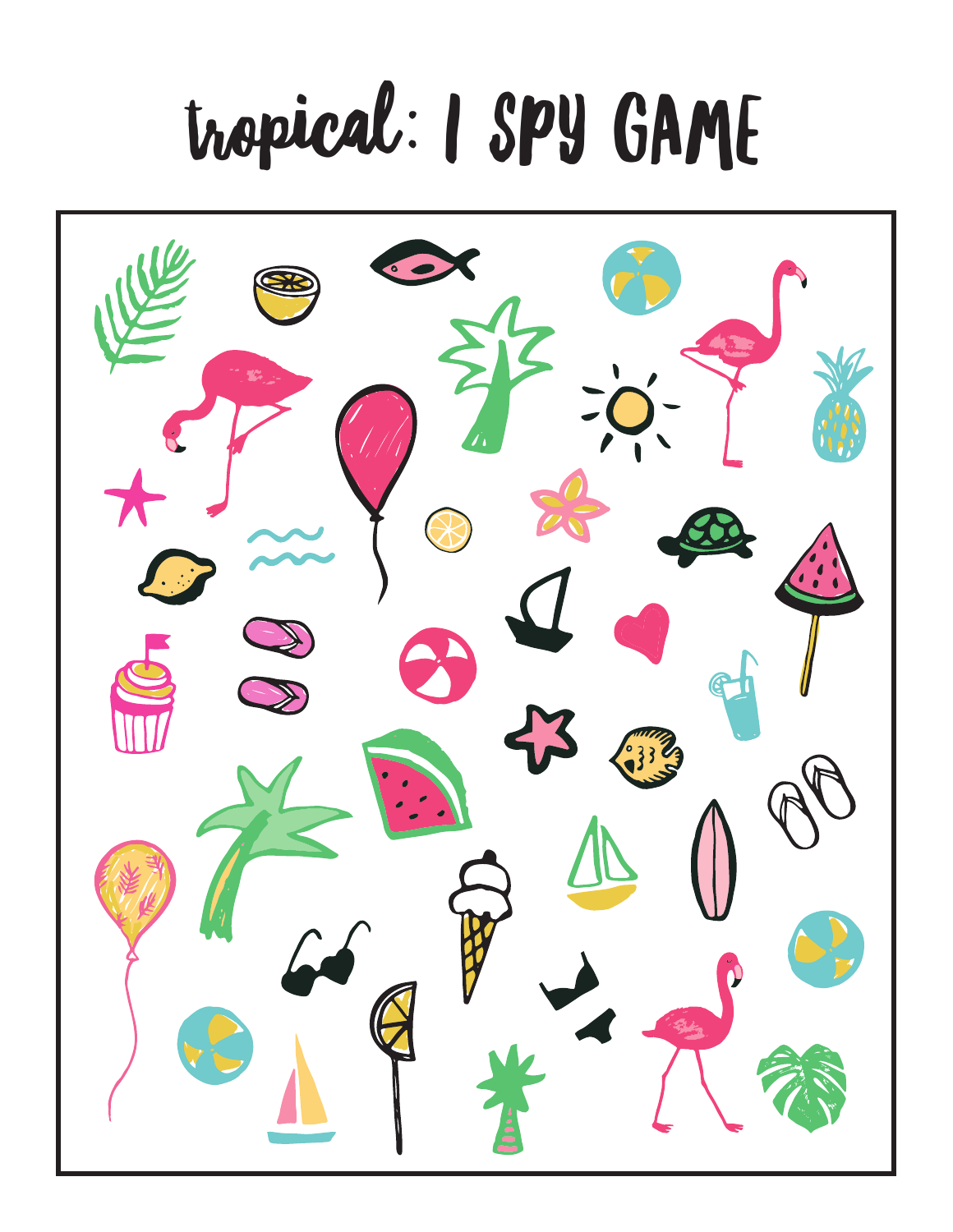# tropical: I SPY GAME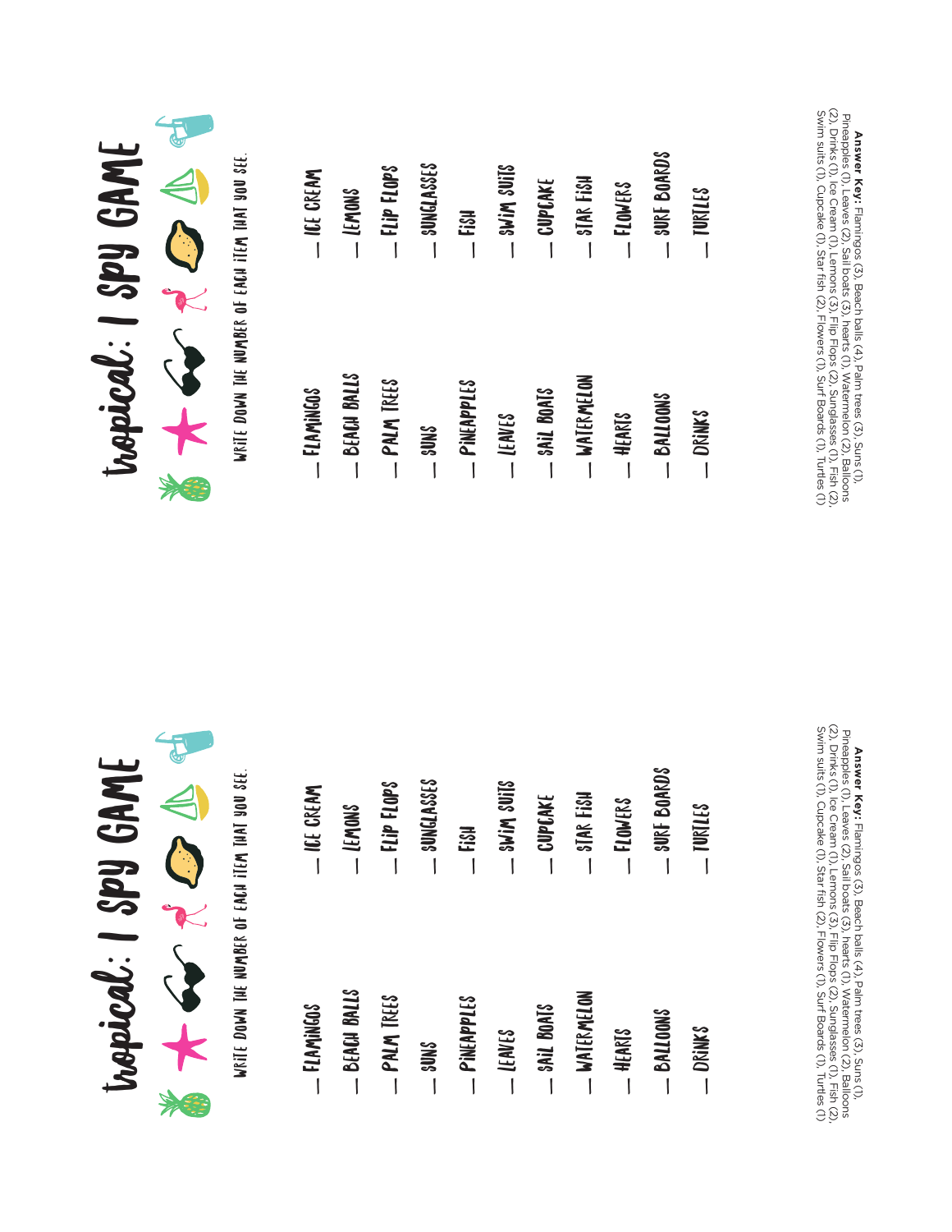# tropical: I SPY GAME

WRITE DOWN THE NUMBER OF EACH ITEM THAT YOU SEE.

\_\_ FLAMINGOS
\_\_ BEACH BALLS
\_\_ PALM TREES
\_\_ SUNS
\_\_ PINEAPPLES
\_\_ LEAVES
\_\_ SAIL BOATS
\_\_ WATERMELON
\_\_ HEARTS
\_\_ BALLOONS
\_\_ DRINKS

\_\_ ICE CREAM
\_\_ LEMONS
\_\_ FLIP FLOPS
\_\_ SUNGLASSES
\_\_ FISH
\_\_ SWIM SUITS
\_\_ CUPCAKE
\_\_ STAR FISH
\_\_ FLOWERS
\_\_ SURF BOARDS
\_\_ TURTLES

**Answer Key:** Flamingos (3), Beach balls (4), Palm trees (3), Suns (1), Pineapples (1), Leaves (2), Sail boats (3), hearts (1), Watermelon (2), Balloons (2), Drinks (1), Ice Cream (1), Lemons (3), Flip Flops (2), Sunglasses (1), Fish (2), Swim suits (1), Cupcake (1), Star fish (2), Flowers (1), Surf Boards (1), Turtles (1)

# tropical: I SPY GAME

WRITE DOWN THE NUMBER OF EACH ITEM THAT YOU SEE.

\_\_ FLAMINGOS
\_\_ BEACH BALLS
\_\_ PALM TREES
\_\_ SUNS
\_\_ PINEAPPLES
\_\_ LEAVES
\_\_ SAIL BOATS
\_\_ WATERMELON
\_\_ HEARTS
\_\_ BALLOONS
\_\_ DRINKS

\_\_ ICE CREAM
\_\_ LEMONS
\_\_ FLIP FLOPS
\_\_ SUNGLASSES
\_\_ FISH
\_\_ SWIM SUITS
\_\_ CUPCAKE
\_\_ STAR FISH
\_\_ FLOWERS
\_\_ SURF BOARDS
\_\_ TURTLES

**Answer Key:** Flamingos (3), Beach balls (4), Palm trees (3), Suns (1), Pineapples (1), Leaves (2), Sail boats (3), hearts (1), Watermelon (2), Balloons (2), Drinks (1), Ice Cream (1), Lemons (3), Flip Flops (2), Sunglasses (1), Fish (2), Swim suits (1), Cupcake (1), Star fish (2), Flowers (1), Surf Boards (1), Turtles (1)